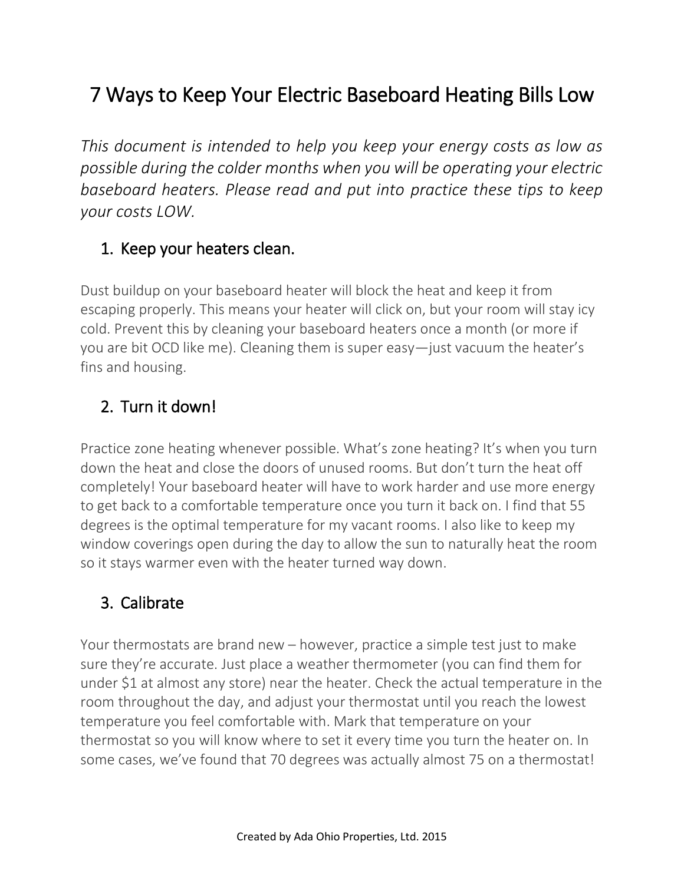# 7 Ways to Keep Your Electric Baseboard Heating Bills Low

*This document is intended to help you keep your energy costs as low as possible during the colder months when you will be operating your electric baseboard heaters. Please read and put into practice these tips to keep your costs LOW.*

## 1. Keep your heaters clean.

Dust buildup on your baseboard heater will block the heat and keep it from escaping properly. This means your heater will click on, but your room will stay icy cold. Prevent this by cleaning your baseboard heaters once a month (or more if you are bit OCD like me). Cleaning them is super easy—just vacuum the heater's fins and housing.

## 2. Turn it down!

Practice zone heating whenever possible. What's zone heating? It's when you turn down the heat and close the doors of unused rooms. But don't turn the heat off completely! Your baseboard heater will have to work harder and use more energy to get back to a comfortable temperature once you turn it back on. I find that 55 degrees is the optimal temperature for my vacant rooms. I also like to keep my window coverings open during the day to allow the sun to naturally heat the room so it stays warmer even with the heater turned way down.

## 3. Calibrate

Your thermostats are brand new – however, practice a simple test just to make sure they're accurate. Just place a weather thermometer (you can find them for under $1 at almost any store) near the heater. Check the actual temperature in the room throughout the day, and adjust your thermostat until you reach the lowest temperature you feel comfortable with. Mark that temperature on your thermostat so you will know where to set it every time you turn the heater on. In some cases, we've found that 70 degrees was actually almost 75 on a thermostat!

Created by Ada Ohio Properties, Ltd. 2015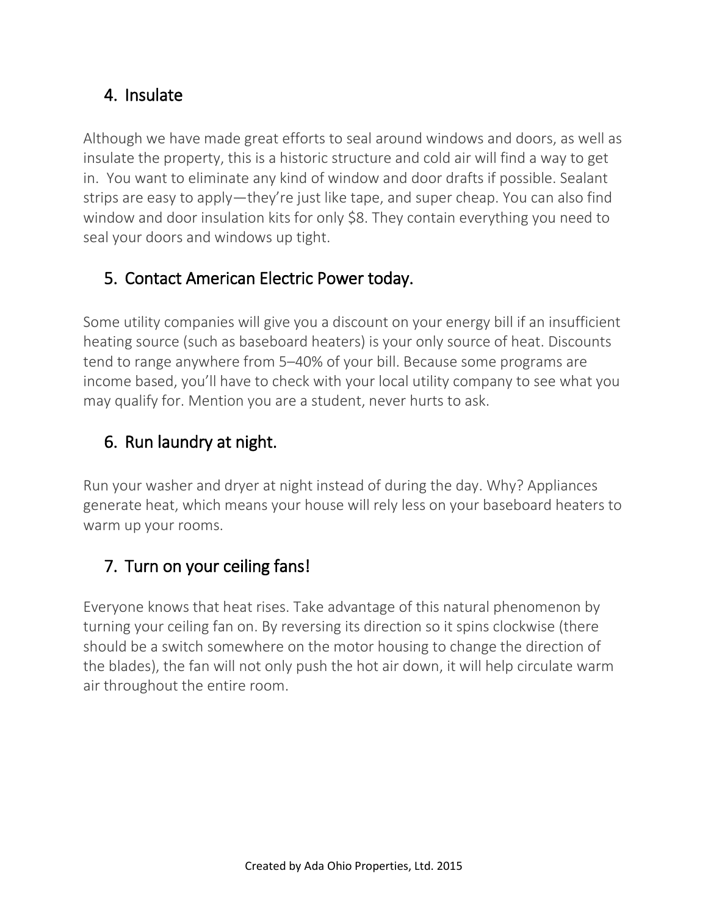## 4. Insulate

Although we have made great efforts to seal around windows and doors, as well as insulate the property, this is a historic structure and cold air will find a way to get in. You want to eliminate any kind of window and door drafts if possible. Sealant strips are easy to apply—they're just like tape, and super cheap. You can also find window and door insulation kits for only $8. They contain everything you need to seal your doors and windows up tight.

## 5. Contact American Electric Power today.

Some utility companies will give you a discount on your energy bill if an insufficient heating source (such as baseboard heaters) is your only source of heat. Discounts tend to range anywhere from 5–40% of your bill. Because some programs are income based, you'll have to check with your local utility company to see what you may qualify for. Mention you are a student, never hurts to ask.

## 6. Run laundry at night.

Run your washer and dryer at night instead of during the day. Why? Appliances generate heat, which means your house will rely less on your baseboard heaters to warm up your rooms.

## 7. Turn on your ceiling fans!

Everyone knows that heat rises. Take advantage of this natural phenomenon by turning your ceiling fan on. By reversing its direction so it spins clockwise (there should be a switch somewhere on the motor housing to change the direction of the blades), the fan will not only push the hot air down, it will help circulate warm air throughout the entire room.

Created by Ada Ohio Properties, Ltd. 2015